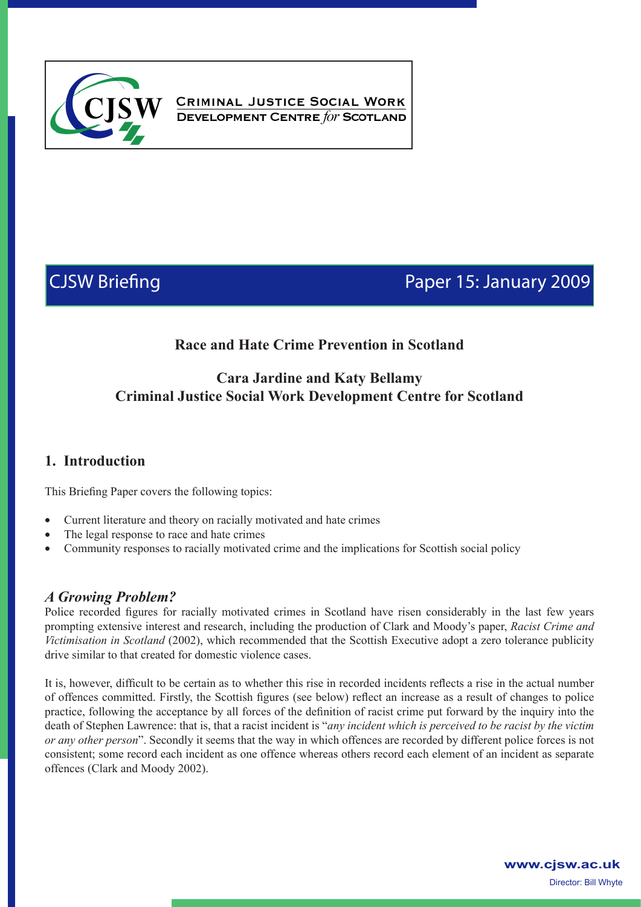Criminal Justice Social Work Development Centre *for* Scotland

CJSW Briefing — Paper 15: January 2009

# Race and Hate Crime Prevention in Scotland

**Cara Jardine and Katy Bellamy**
**Criminal Justice Social Work Development Centre for Scotland**

## 1. Introduction

This Briefing Paper covers the following topics:

- Current literature and theory on racially motivated and hate crimes
- The legal response to race and hate crimes
- Community responses to racially motivated crime and the implications for Scottish social policy

### *A Growing Problem?*

Police recorded figures for racially motivated crimes in Scotland have risen considerably in the last few years prompting extensive interest and research, including the production of Clark and Moody's paper, *Racist Crime and Victimisation in Scotland* (2002), which recommended that the Scottish Executive adopt a zero tolerance publicity drive similar to that created for domestic violence cases.

It is, however, difficult to be certain as to whether this rise in recorded incidents reflects a rise in the actual number of offences committed. Firstly, the Scottish figures (see below) reflect an increase as a result of changes to police practice, following the acceptance by all forces of the definition of racist crime put forward by the inquiry into the death of Stephen Lawrence: that is, that a racist incident is "*any incident which is perceived to be racist by the victim or any other person*". Secondly it seems that the way in which offences are recorded by different police forces is not consistent; some record each incident as one offence whereas others record each element of an incident as separate offences (Clark and Moody 2002).

www.cjsw.ac.uk
Director: Bill Whyte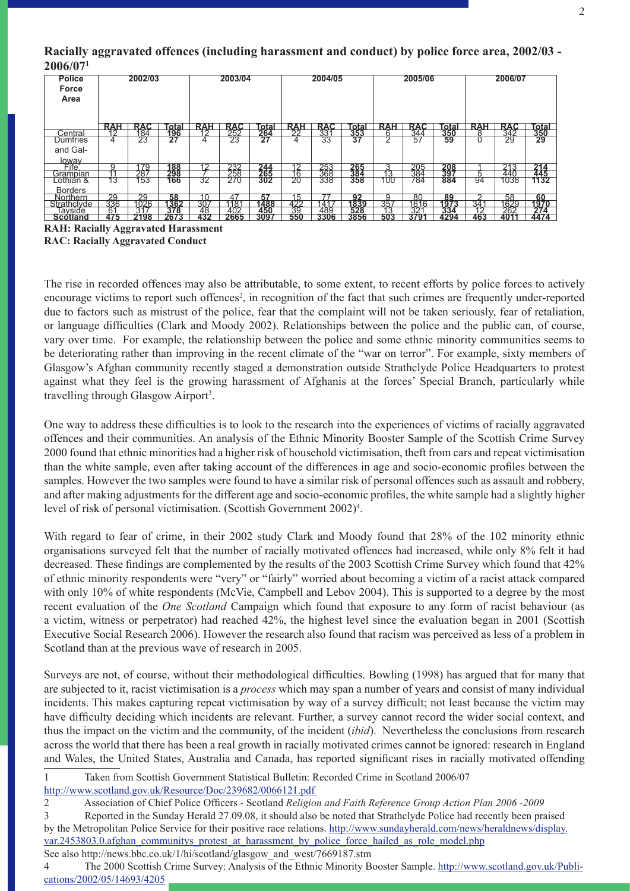**Racially aggravated offences (including harassment and conduct) by police force area, 2002/03 - 2006/07**[1]

| Police Force Area | 2002/03 | | | 2003/04 | | | 2004/05 | | | 2005/06 | | | 2006/07 | | |
|---|---|---|---|---|---|---|---|---|---|---|---|---|---|---|---|
| | RAH | RAC | Total | RAH | RAC | Total | RAH | RAC | Total | RAH | RAC | Total | RAH | RAC | Total |
| Central | 12 | 184 | **196** | 12 | 252 | **264** | 22 | 331 | **353** | 6 | 344 | **350** | 8 | 342 | **350** |
| Dumfries and Galloway | 4 | 23 | **27** | 4 | 23 | **27** | 4 | 33 | **37** | 2 | 57 | **59** | 0 | 29 | **29** |
| Fife | 9 | 179 | **188** | 12 | 232 | **244** | 12 | 253 | **265** | 3 | 205 | **208** | 1 | 213 | **214** |
| Grampian | 11 | 287 | **298** | 7 | 258 | **265** | 16 | 368 | **384** | 13 | 384 | **397** | 5 | 440 | **445** |
| Lothian & Borders | 13 | 153 | **166** | 32 | 270 | **302** | 20 | 338 | **358** | 100 | 784 | **884** | 94 | 1038 | **1132** |
| Northern | 29 | 29 | **58** | 10 | 47 | **57** | 15 | 77 | **92** | 9 | 80 | **89** | 2 | 58 | **60** |
| Strathclyde | 336 | 1026 | **1362** | 307 | 1181 | **1488** | 422 | 1417 | **1839** | 357 | 1616 | **1973** | 341 | 1629 | **1970** |
| Tayside | 61 | 317 | **378** | 48 | 402 | **450** | 39 | 489 | **528** | 13 | 321 | **334** | 12 | 262 | **274** |
| **Scotland** | **475** | **2198** | **2673** | **432** | **2665** | **3097** | **550** | **3306** | **3856** | **503** | **3791** | **4294** | **463** | **4011** | **4474** |

**RAH: Racially Aggravated Harassment**
**RAC: Racially Aggravated Conduct**

The rise in recorded offences may also be attributable, to some extent, to recent efforts by police forces to actively encourage victims to report such offences[2], in recognition of the fact that such crimes are frequently under-reported due to factors such as mistrust of the police, fear that the complaint will not be taken seriously, fear of retaliation, or language difficulties (Clark and Moody 2002). Relationships between the police and the public can, of course, vary over time. For example, the relationship between the police and some ethnic minority communities seems to be deteriorating rather than improving in the recent climate of the "war on terror". For example, sixty members of Glasgow's Afghan community recently staged a demonstration outside Strathclyde Police Headquarters to protest against what they feel is the growing harassment of Afghanis at the forces' Special Branch, particularly while travelling through Glasgow Airport[3].

One way to address these difficulties is to look to the research into the experiences of victims of racially aggravated offences and their communities. An analysis of the Ethnic Minority Booster Sample of the Scottish Crime Survey 2000 found that ethnic minorities had a higher risk of household victimisation, theft from cars and repeat victimisation than the white sample, even after taking account of the differences in age and socio-economic profiles between the samples. However the two samples were found to have a similar risk of personal offences such as assault and robbery, and after making adjustments for the different age and socio-economic profiles, the white sample had a slightly higher level of risk of personal victimisation. (Scottish Government 2002)[4].

With regard to fear of crime, in their 2002 study Clark and Moody found that 28% of the 102 minority ethnic organisations surveyed felt that the number of racially motivated offences had increased, while only 8% felt it had decreased. These findings are complemented by the results of the 2003 Scottish Crime Survey which found that 42% of ethnic minority respondents were "very" or "fairly" worried about becoming a victim of a racist attack compared with only 10% of white respondents (McVie, Campbell and Lebov 2004). This is supported to a degree by the most recent evaluation of the *One Scotland* Campaign which found that exposure to any form of racist behaviour (as a victim, witness or perpetrator) had reached 42%, the highest level since the evaluation began in 2001 (Scottish Executive Social Research 2006). However the research also found that racism was perceived as less of a problem in Scotland than at the previous wave of research in 2005.

Surveys are not, of course, without their methodological difficulties. Bowling (1998) has argued that for many that are subjected to it, racist victimisation is a *process* which may span a number of years and consist of many individual incidents. This makes capturing repeat victimisation by way of a survey difficult; not least because the victim may have difficulty deciding which incidents are relevant. Further, a survey cannot record the wider social context, and thus the impact on the victim and the community, of the incident (*ibid*). Nevertheless the conclusions from research across the world that there has been a real growth in racially motivated crimes cannot be ignored: research in England and Wales, the United States, Australia and Canada, has reported significant rises in racially motivated offending

---

1 Taken from Scottish Government Statistical Bulletin: Recorded Crime in Scotland 2006/07 http://www.scotland.gov.uk/Resource/Doc/239682/0066121.pdf

2 Association of Chief Police Officers - Scotland *Religion and Faith Reference Group Action Plan 2006 -2009*

3 Reported in the Sunday Herald 27.09.08, it should also be noted that Strathclyde Police had recently been praised by the Metropolitan Police Service for their positive race relations. http://www.sundayherald.com/news/heraldnews/display.var.2453803.0.afghan_communitys_protest_at_harassment_by_police_force_hailed_as_role_model.php
See also http://news.bbc.co.uk/1/hi/scotland/glasgow_and_west/7669187.stm

4 The 2000 Scottish Crime Survey: Analysis of the Ethnic Minority Booster Sample. http://www.scotland.gov.uk/Publications/2002/05/14693/4205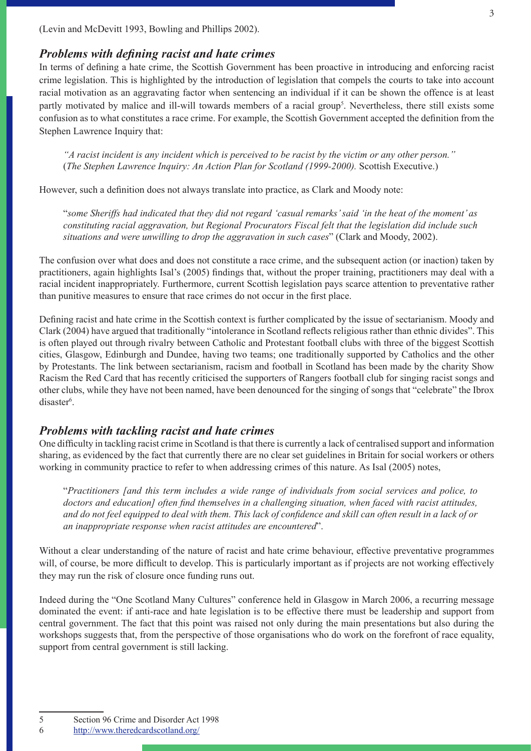(Levin and McDevitt 1993, Bowling and Phillips 2002).

### *Problems with defining racist and hate crimes*

In terms of defining a hate crime, the Scottish Government has been proactive in introducing and enforcing racist crime legislation. This is highlighted by the introduction of legislation that compels the courts to take into account racial motivation as an aggravating factor when sentencing an individual if it can be shown the offence is at least partly motivated by malice and ill-will towards members of a racial group[5]. Nevertheless, there still exists some confusion as to what constitutes a race crime. For example, the Scottish Government accepted the definition from the Stephen Lawrence Inquiry that:

> *"A racist incident is any incident which is perceived to be racist by the victim or any other person."* (*The Stephen Lawrence Inquiry: An Action Plan for Scotland (1999-2000).* Scottish Executive.)

However, such a definition does not always translate into practice, as Clark and Moody note:

> "*some Sheriffs had indicated that they did not regard 'casual remarks' said 'in the heat of the moment' as constituting racial aggravation, but Regional Procurators Fiscal felt that the legislation did include such situations and were unwilling to drop the aggravation in such cases*" (Clark and Moody, 2002).

The confusion over what does and does not constitute a race crime, and the subsequent action (or inaction) taken by practitioners, again highlights Isal's (2005) findings that, without the proper training, practitioners may deal with a racial incident inappropriately. Furthermore, current Scottish legislation pays scarce attention to preventative rather than punitive measures to ensure that race crimes do not occur in the first place.

Defining racist and hate crime in the Scottish context is further complicated by the issue of sectarianism. Moody and Clark (2004) have argued that traditionally "intolerance in Scotland reflects religious rather than ethnic divides". This is often played out through rivalry between Catholic and Protestant football clubs with three of the biggest Scottish cities, Glasgow, Edinburgh and Dundee, having two teams; one traditionally supported by Catholics and the other by Protestants. The link between sectarianism, racism and football in Scotland has been made by the charity Show Racism the Red Card that has recently criticised the supporters of Rangers football club for singing racist songs and other clubs, while they have not been named, have been denounced for the singing of songs that "celebrate" the Ibrox disaster[6].

### *Problems with tackling racist and hate crimes*

One difficulty in tackling racist crime in Scotland is that there is currently a lack of centralised support and information sharing, as evidenced by the fact that currently there are no clear set guidelines in Britain for social workers or others working in community practice to refer to when addressing crimes of this nature. As Isal (2005) notes,

> "*Practitioners [and this term includes a wide range of individuals from social services and police, to doctors and education] often find themselves in a challenging situation, when faced with racist attitudes, and do not feel equipped to deal with them. This lack of confidence and skill can often result in a lack of or an inappropriate response when racist attitudes are encountered*".

Without a clear understanding of the nature of racist and hate crime behaviour, effective preventative programmes will, of course, be more difficult to develop. This is particularly important as if projects are not working effectively they may run the risk of closure once funding runs out.

Indeed during the "One Scotland Many Cultures" conference held in Glasgow in March 2006, a recurring message dominated the event: if anti-race and hate legislation is to be effective there must be leadership and support from central government. The fact that this point was raised not only during the main presentations but also during the workshops suggests that, from the perspective of those organisations who do work on the forefront of race equality, support from central government is still lacking.

---

5 Section 96 Crime and Disorder Act 1998

6 http://www.theredcardscotland.org/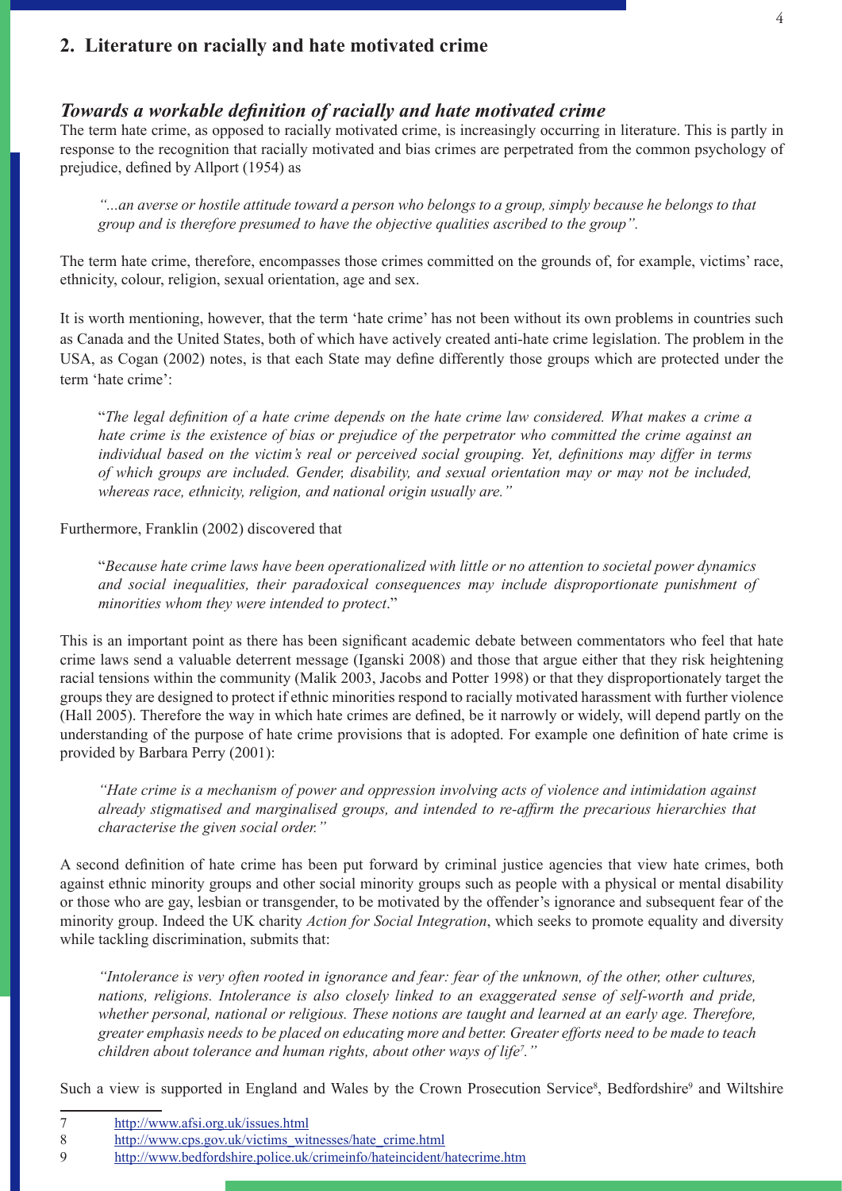## 2. Literature on racially and hate motivated crime

### *Towards a workable definition of racially and hate motivated crime*

The term hate crime, as opposed to racially motivated crime, is increasingly occurring in literature. This is partly in response to the recognition that racially motivated and bias crimes are perpetrated from the common psychology of prejudice, defined by Allport (1954) as

> *"...an averse or hostile attitude toward a person who belongs to a group, simply because he belongs to that group and is therefore presumed to have the objective qualities ascribed to the group".*

The term hate crime, therefore, encompasses those crimes committed on the grounds of, for example, victims' race, ethnicity, colour, religion, sexual orientation, age and sex.

It is worth mentioning, however, that the term 'hate crime' has not been without its own problems in countries such as Canada and the United States, both of which have actively created anti-hate crime legislation. The problem in the USA, as Cogan (2002) notes, is that each State may define differently those groups which are protected under the term 'hate crime':

> "*The legal definition of a hate crime depends on the hate crime law considered. What makes a crime a hate crime is the existence of bias or prejudice of the perpetrator who committed the crime against an individual based on the victim's real or perceived social grouping. Yet, definitions may differ in terms of which groups are included. Gender, disability, and sexual orientation may or may not be included, whereas race, ethnicity, religion, and national origin usually are."*

Furthermore, Franklin (2002) discovered that

> "*Because hate crime laws have been operationalized with little or no attention to societal power dynamics and social inequalities, their paradoxical consequences may include disproportionate punishment of minorities whom they were intended to protect*."

This is an important point as there has been significant academic debate between commentators who feel that hate crime laws send a valuable deterrent message (Iganski 2008) and those that argue either that they risk heightening racial tensions within the community (Malik 2003, Jacobs and Potter 1998) or that they disproportionately target the groups they are designed to protect if ethnic minorities respond to racially motivated harassment with further violence (Hall 2005). Therefore the way in which hate crimes are defined, be it narrowly or widely, will depend partly on the understanding of the purpose of hate crime provisions that is adopted. For example one definition of hate crime is provided by Barbara Perry (2001):

> *"Hate crime is a mechanism of power and oppression involving acts of violence and intimidation against already stigmatised and marginalised groups, and intended to re-affirm the precarious hierarchies that characterise the given social order."*

A second definition of hate crime has been put forward by criminal justice agencies that view hate crimes, both against ethnic minority groups and other social minority groups such as people with a physical or mental disability or those who are gay, lesbian or transgender, to be motivated by the offender's ignorance and subsequent fear of the minority group. Indeed the UK charity *Action for Social Integration*, which seeks to promote equality and diversity while tackling discrimination, submits that:

> *"Intolerance is very often rooted in ignorance and fear: fear of the unknown, of the other, other cultures, nations, religions. Intolerance is also closely linked to an exaggerated sense of self-worth and pride, whether personal, national or religious. These notions are taught and learned at an early age. Therefore, greater emphasis needs to be placed on educating more and better. Greater efforts need to be made to teach children about tolerance and human rights, about other ways of life[7]."*

Such a view is supported in England and Wales by the Crown Prosecution Service[8], Bedfordshire[9] and Wiltshire

---

7 http://www.afsi.org.uk/issues.html

8 http://www.cps.gov.uk/victims_witnesses/hate_crime.html

9 http://www.bedfordshire.police.uk/crimeinfo/hateincident/hatecrime.htm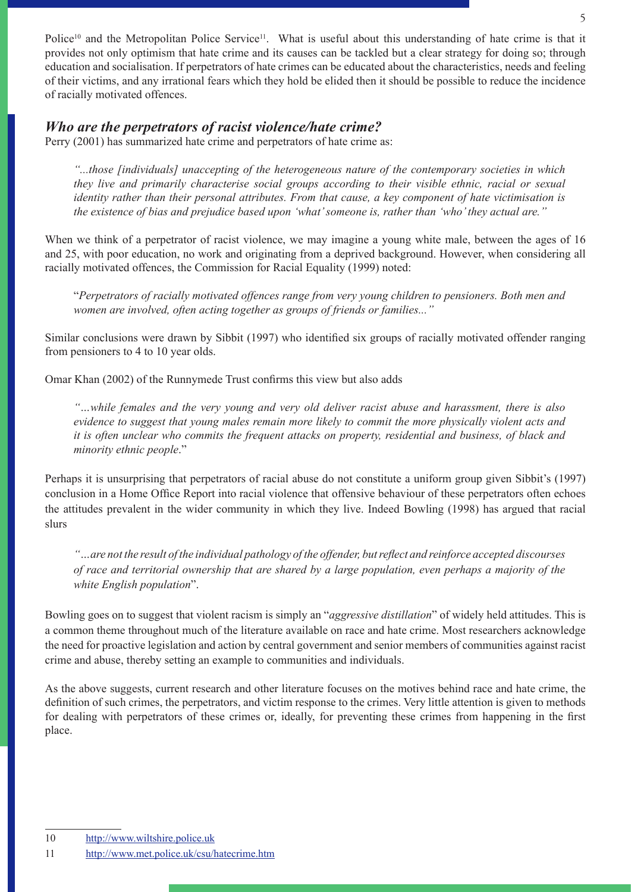Police[10] and the Metropolitan Police Service[11]. What is useful about this understanding of hate crime is that it provides not only optimism that hate crime and its causes can be tackled but a clear strategy for doing so; through education and socialisation. If perpetrators of hate crimes can be educated about the characteristics, needs and feeling of their victims, and any irrational fears which they hold be elided then it should be possible to reduce the incidence of racially motivated offences.

## *Who are the perpetrators of racist violence/hate crime?*

Perry (2001) has summarized hate crime and perpetrators of hate crime as:

> *"...those [individuals] unaccepting of the heterogeneous nature of the contemporary societies in which they live and primarily characterise social groups according to their visible ethnic, racial or sexual identity rather than their personal attributes. From that cause, a key component of hate victimisation is the existence of bias and prejudice based upon 'what' someone is, rather than 'who' they actual are."*

When we think of a perpetrator of racist violence, we may imagine a young white male, between the ages of 16 and 25, with poor education, no work and originating from a deprived background. However, when considering all racially motivated offences, the Commission for Racial Equality (1999) noted:

> "*Perpetrators of racially motivated offences range from very young children to pensioners. Both men and women are involved, often acting together as groups of friends or families..."*

Similar conclusions were drawn by Sibbit (1997) who identified six groups of racially motivated offender ranging from pensioners to 4 to 10 year olds.

Omar Khan (2002) of the Runnymede Trust confirms this view but also adds

> *"…while females and the very young and very old deliver racist abuse and harassment, there is also evidence to suggest that young males remain more likely to commit the more physically violent acts and it is often unclear who commits the frequent attacks on property, residential and business, of black and minority ethnic people*."

Perhaps it is unsurprising that perpetrators of racial abuse do not constitute a uniform group given Sibbit's (1997) conclusion in a Home Office Report into racial violence that offensive behaviour of these perpetrators often echoes the attitudes prevalent in the wider community in which they live. Indeed Bowling (1998) has argued that racial slurs

> *"…are not the result of the individual pathology of the offender, but reflect and reinforce accepted discourses of race and territorial ownership that are shared by a large population, even perhaps a majority of the white English population*".

Bowling goes on to suggest that violent racism is simply an "*aggressive distillation*" of widely held attitudes. This is a common theme throughout much of the literature available on race and hate crime. Most researchers acknowledge the need for proactive legislation and action by central government and senior members of communities against racist crime and abuse, thereby setting an example to communities and individuals.

As the above suggests, current research and other literature focuses on the motives behind race and hate crime, the definition of such crimes, the perpetrators, and victim response to the crimes. Very little attention is given to methods for dealing with perpetrators of these crimes or, ideally, for preventing these crimes from happening in the first place.

---

10 http://www.wiltshire.police.uk

11 http://www.met.police.uk/csu/hatecrime.htm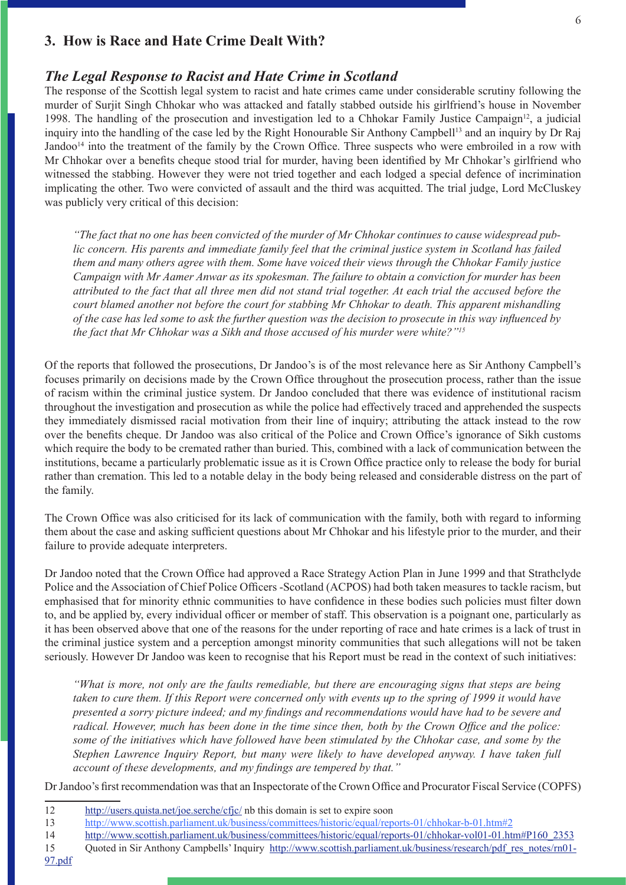## 3. How is Race and Hate Crime Dealt With?

### *The Legal Response to Racist and Hate Crime in Scotland*

The response of the Scottish legal system to racist and hate crimes came under considerable scrutiny following the murder of Surjit Singh Chhokar who was attacked and fatally stabbed outside his girlfriend's house in November 1998. The handling of the prosecution and investigation led to a Chhokar Family Justice Campaign[12], a judicial inquiry into the handling of the case led by the Right Honourable Sir Anthony Campbell[13] and an inquiry by Dr Raj Jandoo[14] into the treatment of the family by the Crown Office. Three suspects who were embroiled in a row with Mr Chhokar over a benefits cheque stood trial for murder, having been identified by Mr Chhokar's girlfriend who witnessed the stabbing. However they were not tried together and each lodged a special defence of incrimination implicating the other. Two were convicted of assault and the third was acquitted. The trial judge, Lord McCluskey was publicly very critical of this decision:

> *"The fact that no one has been convicted of the murder of Mr Chhokar continues to cause widespread public concern. His parents and immediate family feel that the criminal justice system in Scotland has failed them and many others agree with them. Some have voiced their views through the Chhokar Family justice Campaign with Mr Aamer Anwar as its spokesman. The failure to obtain a conviction for murder has been attributed to the fact that all three men did not stand trial together. At each trial the accused before the court blamed another not before the court for stabbing Mr Chhokar to death. This apparent mishandling of the case has led some to ask the further question was the decision to prosecute in this way influenced by the fact that Mr Chhokar was a Sikh and those accused of his murder were white?"[15]*

Of the reports that followed the prosecutions, Dr Jandoo's is of the most relevance here as Sir Anthony Campbell's focuses primarily on decisions made by the Crown Office throughout the prosecution process, rather than the issue of racism within the criminal justice system. Dr Jandoo concluded that there was evidence of institutional racism throughout the investigation and prosecution as while the police had effectively traced and apprehended the suspects they immediately dismissed racial motivation from their line of inquiry; attributing the attack instead to the row over the benefits cheque. Dr Jandoo was also critical of the Police and Crown Office's ignorance of Sikh customs which require the body to be cremated rather than buried. This, combined with a lack of communication between the institutions, became a particularly problematic issue as it is Crown Office practice only to release the body for burial rather than cremation. This led to a notable delay in the body being released and considerable distress on the part of the family.

The Crown Office was also criticised for its lack of communication with the family, both with regard to informing them about the case and asking sufficient questions about Mr Chhokar and his lifestyle prior to the murder, and their failure to provide adequate interpreters.

Dr Jandoo noted that the Crown Office had approved a Race Strategy Action Plan in June 1999 and that Strathclyde Police and the Association of Chief Police Officers -Scotland (ACPOS) had both taken measures to tackle racism, but emphasised that for minority ethnic communities to have confidence in these bodies such policies must filter down to, and be applied by, every individual officer or member of staff. This observation is a poignant one, particularly as it has been observed above that one of the reasons for the under reporting of race and hate crimes is a lack of trust in the criminal justice system and a perception amongst minority communities that such allegations will not be taken seriously. However Dr Jandoo was keen to recognise that his Report must be read in the context of such initiatives:

> *"What is more, not only are the faults remediable, but there are encouraging signs that steps are being taken to cure them. If this Report were concerned only with events up to the spring of 1999 it would have presented a sorry picture indeed; and my findings and recommendations would have had to be severe and radical. However, much has been done in the time since then, both by the Crown Office and the police: some of the initiatives which have followed have been stimulated by the Chhokar case, and some by the Stephen Lawrence Inquiry Report, but many were likely to have developed anyway. I have taken full account of these developments, and my findings are tempered by that."*

Dr Jandoo's first recommendation was that an Inspectorate of the Crown Office and Procurator Fiscal Service (COPFS)

---

12 http://users.quista.net/joe.serche/cfjc/ nb this domain is set to expire soon

13 http://www.scottish.parliament.uk/business/committees/historic/equal/reports-01/chhokar-b-01.htm#2

14 http://www.scottish.parliament.uk/business/committees/historic/equal/reports-01/chhokar-vol01-01.htm#P160_2353

15 Quoted in Sir Anthony Campbells' Inquiry http://www.scottish.parliament.uk/business/research/pdf_res_notes/rn01-97.pdf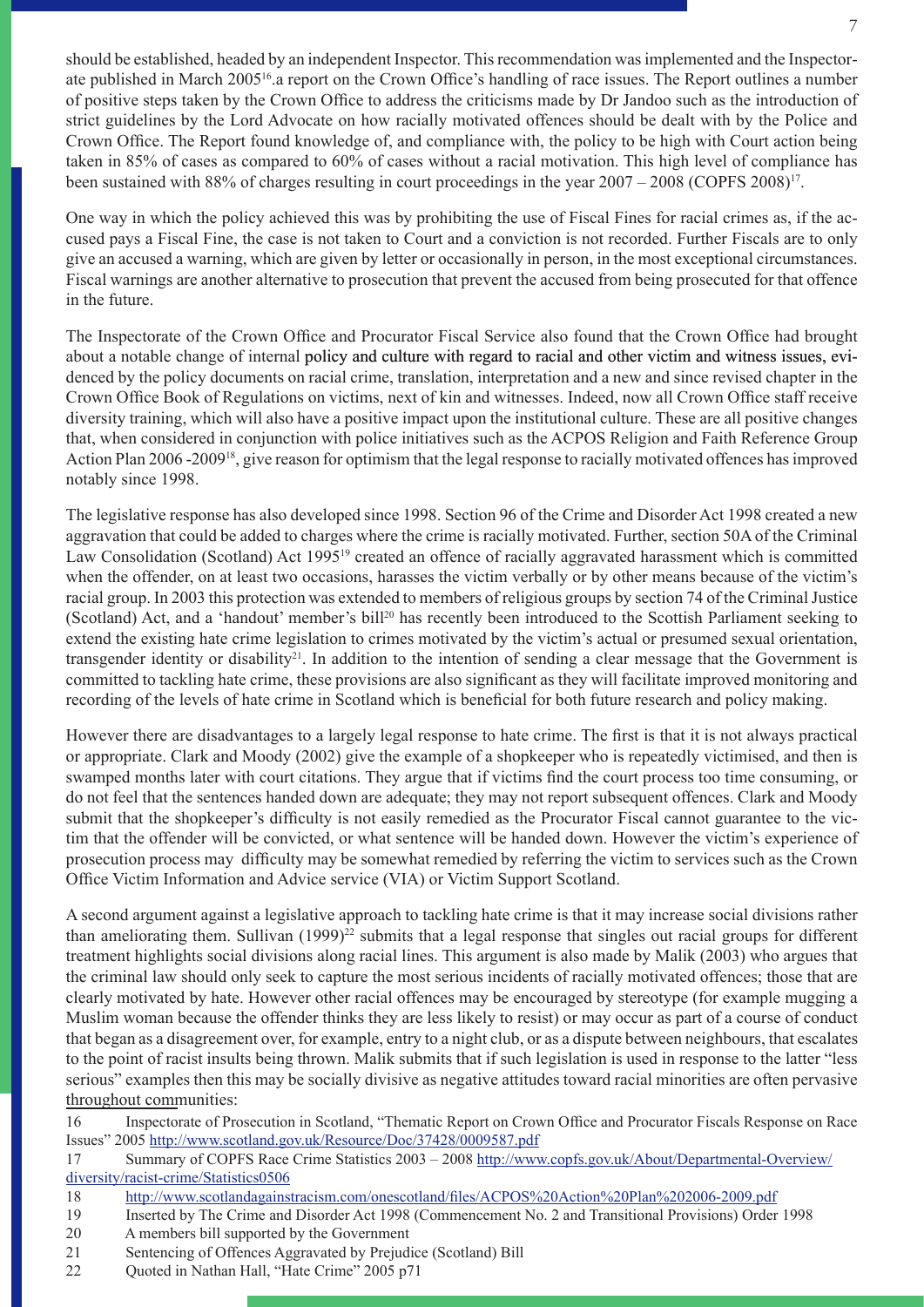should be established, headed by an independent Inspector. This recommendation was implemented and the Inspectorate published in March 2005[16].a report on the Crown Office's handling of race issues. The Report outlines a number of positive steps taken by the Crown Office to address the criticisms made by Dr Jandoo such as the introduction of strict guidelines by the Lord Advocate on how racially motivated offences should be dealt with by the Police and Crown Office. The Report found knowledge of, and compliance with, the policy to be high with Court action being taken in 85% of cases as compared to 60% of cases without a racial motivation. This high level of compliance has been sustained with 88% of charges resulting in court proceedings in the year 2007 – 2008 (COPFS 2008)[17].

One way in which the policy achieved this was by prohibiting the use of Fiscal Fines for racial crimes as, if the accused pays a Fiscal Fine, the case is not taken to Court and a conviction is not recorded. Further Fiscals are to only give an accused a warning, which are given by letter or occasionally in person, in the most exceptional circumstances. Fiscal warnings are another alternative to prosecution that prevent the accused from being prosecuted for that offence in the future.

The Inspectorate of the Crown Office and Procurator Fiscal Service also found that the Crown Office had brought about a notable change of internal policy and culture with regard to racial and other victim and witness issues, evidenced by the policy documents on racial crime, translation, interpretation and a new and since revised chapter in the Crown Office Book of Regulations on victims, next of kin and witnesses. Indeed, now all Crown Office staff receive diversity training, which will also have a positive impact upon the institutional culture. These are all positive changes that, when considered in conjunction with police initiatives such as the ACPOS Religion and Faith Reference Group Action Plan 2006 -2009[18], give reason for optimism that the legal response to racially motivated offences has improved notably since 1998.

The legislative response has also developed since 1998. Section 96 of the Crime and Disorder Act 1998 created a new aggravation that could be added to charges where the crime is racially motivated. Further, section 50A of the Criminal Law Consolidation (Scotland) Act 1995[19] created an offence of racially aggravated harassment which is committed when the offender, on at least two occasions, harasses the victim verbally or by other means because of the victim's racial group. In 2003 this protection was extended to members of religious groups by section 74 of the Criminal Justice (Scotland) Act, and a 'handout' member's bill[20] has recently been introduced to the Scottish Parliament seeking to extend the existing hate crime legislation to crimes motivated by the victim's actual or presumed sexual orientation, transgender identity or disability[21]. In addition to the intention of sending a clear message that the Government is committed to tackling hate crime, these provisions are also significant as they will facilitate improved monitoring and recording of the levels of hate crime in Scotland which is beneficial for both future research and policy making.

However there are disadvantages to a largely legal response to hate crime. The first is that it is not always practical or appropriate. Clark and Moody (2002) give the example of a shopkeeper who is repeatedly victimised, and then is swamped months later with court citations. They argue that if victims find the court process too time consuming, or do not feel that the sentences handed down are adequate; they may not report subsequent offences. Clark and Moody submit that the shopkeeper's difficulty is not easily remedied as the Procurator Fiscal cannot guarantee to the victim that the offender will be convicted, or what sentence will be handed down. However the victim's experience of prosecution process may difficulty may be somewhat remedied by referring the victim to services such as the Crown Office Victim Information and Advice service (VIA) or Victim Support Scotland.

A second argument against a legislative approach to tackling hate crime is that it may increase social divisions rather than ameliorating them. Sullivan (1999)[22] submits that a legal response that singles out racial groups for different treatment highlights social divisions along racial lines. This argument is also made by Malik (2003) who argues that the criminal law should only seek to capture the most serious incidents of racially motivated offences; those that are clearly motivated by hate. However other racial offences may be encouraged by stereotype (for example mugging a Muslim woman because the offender thinks they are less likely to resist) or may occur as part of a course of conduct that began as a disagreement over, for example, entry to a night club, or as a dispute between neighbours, that escalates to the point of racist insults being thrown. Malik submits that if such legislation is used in response to the latter "less serious" examples then this may be socially divisive as negative attitudes toward racial minorities are often pervasive throughout communities:

16 Inspectorate of Prosecution in Scotland, "Thematic Report on Crown Office and Procurator Fiscals Response on Race Issues" 2005 http://www.scotland.gov.uk/Resource/Doc/37428/0009587.pdf

17 Summary of COPFS Race Crime Statistics 2003 – 2008 http://www.copfs.gov.uk/About/Departmental-Overview/diversity/racist-crime/Statistics0506

18 http://www.scotlandagainstracism.com/onescotland/files/ACPOS%20Action%20Plan%202006-2009.pdf

19 Inserted by The Crime and Disorder Act 1998 (Commencement No. 2 and Transitional Provisions) Order 1998

20 A members bill supported by the Government

21 Sentencing of Offences Aggravated by Prejudice (Scotland) Bill

22 Quoted in Nathan Hall, "Hate Crime" 2005 p71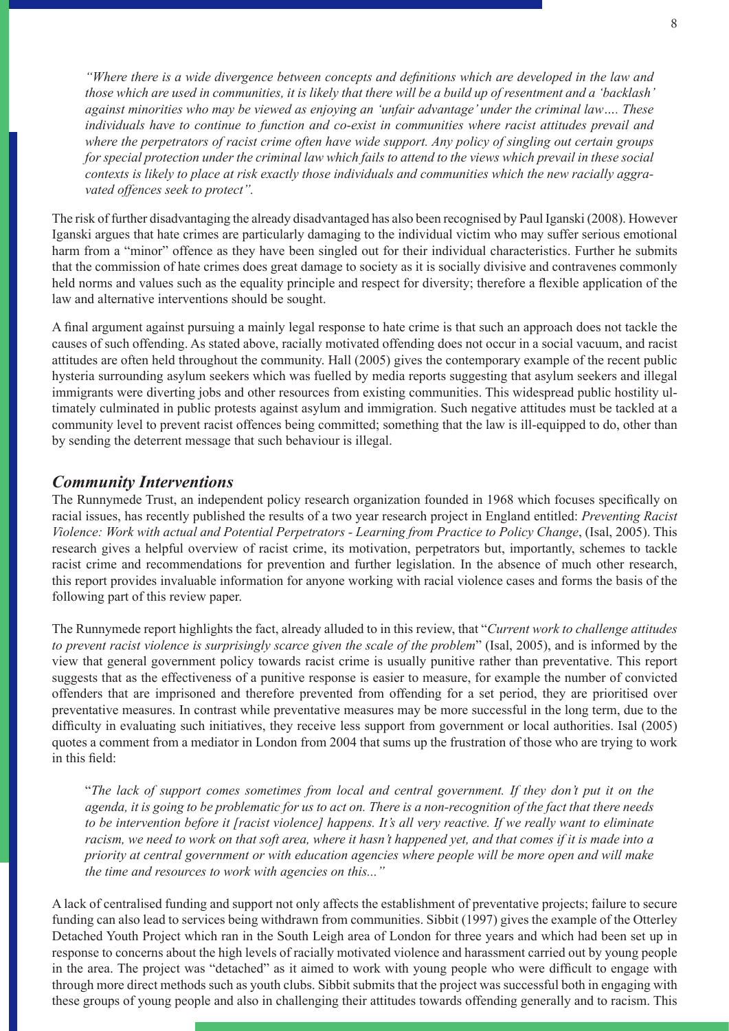*"Where there is a wide divergence between concepts and definitions which are developed in the law and those which are used in communities, it is likely that there will be a build up of resentment and a 'backlash' against minorities who may be viewed as enjoying an 'unfair advantage' under the criminal law…. These individuals have to continue to function and co-exist in communities where racist attitudes prevail and where the perpetrators of racist crime often have wide support. Any policy of singling out certain groups for special protection under the criminal law which fails to attend to the views which prevail in these social contexts is likely to place at risk exactly those individuals and communities which the new racially aggravated offences seek to protect".*

The risk of further disadvantaging the already disadvantaged has also been recognised by Paul Iganski (2008). However Iganski argues that hate crimes are particularly damaging to the individual victim who may suffer serious emotional harm from a "minor" offence as they have been singled out for their individual characteristics. Further he submits that the commission of hate crimes does great damage to society as it is socially divisive and contravenes commonly held norms and values such as the equality principle and respect for diversity; therefore a flexible application of the law and alternative interventions should be sought.

A final argument against pursuing a mainly legal response to hate crime is that such an approach does not tackle the causes of such offending. As stated above, racially motivated offending does not occur in a social vacuum, and racist attitudes are often held throughout the community. Hall (2005) gives the contemporary example of the recent public hysteria surrounding asylum seekers which was fuelled by media reports suggesting that asylum seekers and illegal immigrants were diverting jobs and other resources from existing communities. This widespread public hostility ultimately culminated in public protests against asylum and immigration. Such negative attitudes must be tackled at a community level to prevent racist offences being committed; something that the law is ill-equipped to do, other than by sending the deterrent message that such behaviour is illegal.

## *Community Interventions*

The Runnymede Trust, an independent policy research organization founded in 1968 which focuses specifically on racial issues, has recently published the results of a two year research project in England entitled: *Preventing Racist Violence: Work with actual and Potential Perpetrators - Learning from Practice to Policy Change*, (Isal, 2005). This research gives a helpful overview of racist crime, its motivation, perpetrators but, importantly, schemes to tackle racist crime and recommendations for prevention and further legislation. In the absence of much other research, this report provides invaluable information for anyone working with racial violence cases and forms the basis of the following part of this review paper.

The Runnymede report highlights the fact, already alluded to in this review, that "*Current work to challenge attitudes to prevent racist violence is surprisingly scarce given the scale of the problem*" (Isal, 2005), and is informed by the view that general government policy towards racist crime is usually punitive rather than preventative. This report suggests that as the effectiveness of a punitive response is easier to measure, for example the number of convicted offenders that are imprisoned and therefore prevented from offending for a set period, they are prioritised over preventative measures. In contrast while preventative measures may be more successful in the long term, due to the difficulty in evaluating such initiatives, they receive less support from government or local authorities. Isal (2005) quotes a comment from a mediator in London from 2004 that sums up the frustration of those who are trying to work in this field:

"*The lack of support comes sometimes from local and central government. If they don't put it on the agenda, it is going to be problematic for us to act on. There is a non-recognition of the fact that there needs to be intervention before it [racist violence] happens. It's all very reactive. If we really want to eliminate racism, we need to work on that soft area, where it hasn't happened yet, and that comes if it is made into a priority at central government or with education agencies where people will be more open and will make the time and resources to work with agencies on this..."*

A lack of centralised funding and support not only affects the establishment of preventative projects; failure to secure funding can also lead to services being withdrawn from communities. Sibbit (1997) gives the example of the Otterley Detached Youth Project which ran in the South Leigh area of London for three years and which had been set up in response to concerns about the high levels of racially motivated violence and harassment carried out by young people in the area. The project was "detached" as it aimed to work with young people who were difficult to engage with through more direct methods such as youth clubs. Sibbit submits that the project was successful both in engaging with these groups of young people and also in challenging their attitudes towards offending generally and to racism. This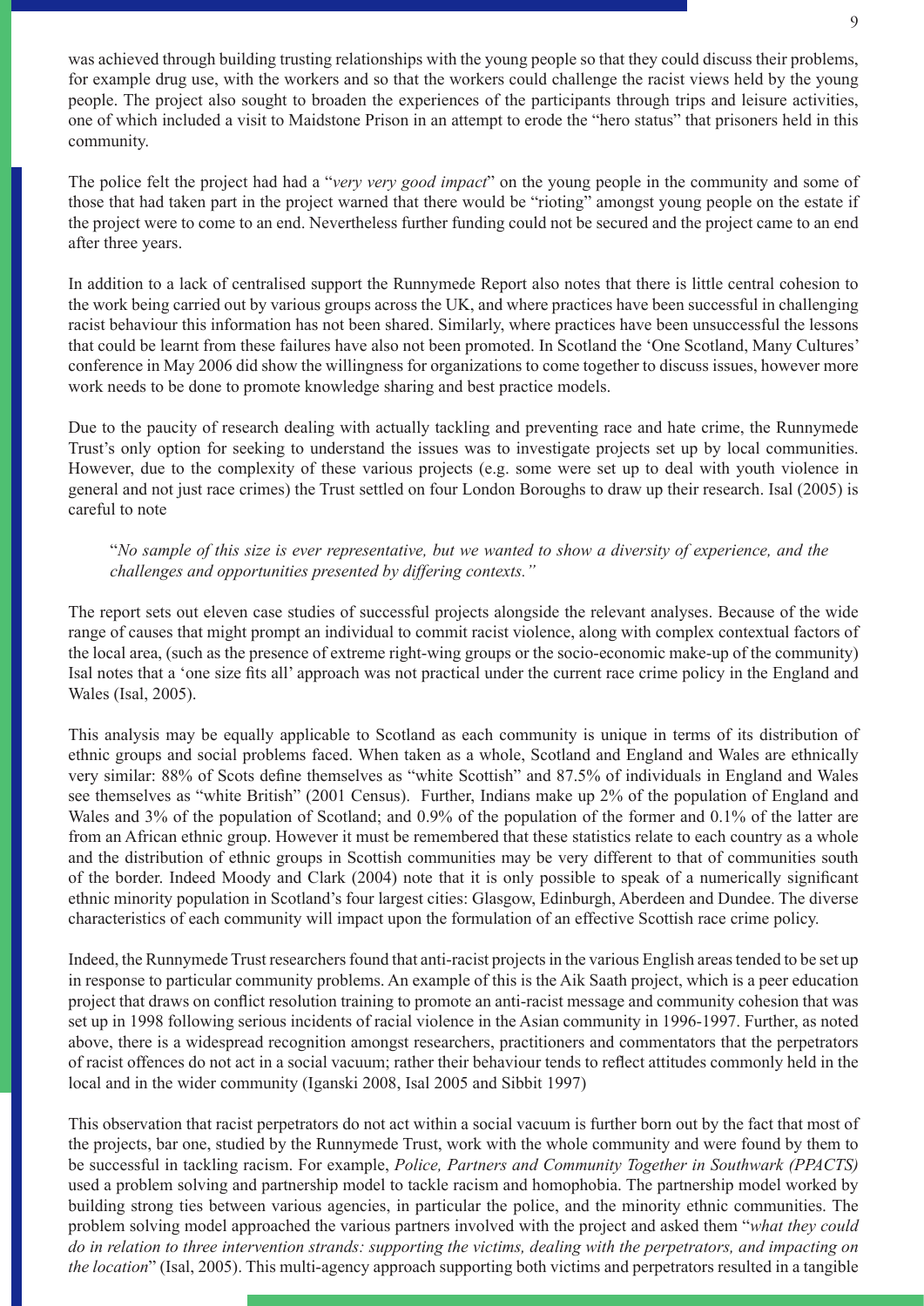was achieved through building trusting relationships with the young people so that they could discuss their problems, for example drug use, with the workers and so that the workers could challenge the racist views held by the young people. The project also sought to broaden the experiences of the participants through trips and leisure activities, one of which included a visit to Maidstone Prison in an attempt to erode the "hero status" that prisoners held in this community.

The police felt the project had had a "*very very good impact*" on the young people in the community and some of those that had taken part in the project warned that there would be "rioting" amongst young people on the estate if the project were to come to an end. Nevertheless further funding could not be secured and the project came to an end after three years.

In addition to a lack of centralised support the Runnymede Report also notes that there is little central cohesion to the work being carried out by various groups across the UK, and where practices have been successful in challenging racist behaviour this information has not been shared. Similarly, where practices have been unsuccessful the lessons that could be learnt from these failures have also not been promoted. In Scotland the 'One Scotland, Many Cultures' conference in May 2006 did show the willingness for organizations to come together to discuss issues, however more work needs to be done to promote knowledge sharing and best practice models.

Due to the paucity of research dealing with actually tackling and preventing race and hate crime, the Runnymede Trust's only option for seeking to understand the issues was to investigate projects set up by local communities. However, due to the complexity of these various projects (e.g. some were set up to deal with youth violence in general and not just race crimes) the Trust settled on four London Boroughs to draw up their research. Isal (2005) is careful to note

> "*No sample of this size is ever representative, but we wanted to show a diversity of experience, and the challenges and opportunities presented by differing contexts."*

The report sets out eleven case studies of successful projects alongside the relevant analyses. Because of the wide range of causes that might prompt an individual to commit racist violence, along with complex contextual factors of the local area, (such as the presence of extreme right-wing groups or the socio-economic make-up of the community) Isal notes that a 'one size fits all' approach was not practical under the current race crime policy in the England and Wales (Isal, 2005).

This analysis may be equally applicable to Scotland as each community is unique in terms of its distribution of ethnic groups and social problems faced. When taken as a whole, Scotland and England and Wales are ethnically very similar: 88% of Scots define themselves as "white Scottish" and 87.5% of individuals in England and Wales see themselves as "white British" (2001 Census). Further, Indians make up 2% of the population of England and Wales and 3% of the population of Scotland; and 0.9% of the population of the former and 0.1% of the latter are from an African ethnic group. However it must be remembered that these statistics relate to each country as a whole and the distribution of ethnic groups in Scottish communities may be very different to that of communities south of the border. Indeed Moody and Clark (2004) note that it is only possible to speak of a numerically significant ethnic minority population in Scotland's four largest cities: Glasgow, Edinburgh, Aberdeen and Dundee. The diverse characteristics of each community will impact upon the formulation of an effective Scottish race crime policy.

Indeed, the Runnymede Trust researchers found that anti-racist projects in the various English areas tended to be set up in response to particular community problems. An example of this is the Aik Saath project, which is a peer education project that draws on conflict resolution training to promote an anti-racist message and community cohesion that was set up in 1998 following serious incidents of racial violence in the Asian community in 1996-1997. Further, as noted above, there is a widespread recognition amongst researchers, practitioners and commentators that the perpetrators of racist offences do not act in a social vacuum; rather their behaviour tends to reflect attitudes commonly held in the local and in the wider community (Iganski 2008, Isal 2005 and Sibbit 1997)

This observation that racist perpetrators do not act within a social vacuum is further born out by the fact that most of the projects, bar one, studied by the Runnymede Trust, work with the whole community and were found by them to be successful in tackling racism. For example, *Police, Partners and Community Together in Southwark (PPACTS)* used a problem solving and partnership model to tackle racism and homophobia. The partnership model worked by building strong ties between various agencies, in particular the police, and the minority ethnic communities. The problem solving model approached the various partners involved with the project and asked them "*what they could do in relation to three intervention strands: supporting the victims, dealing with the perpetrators, and impacting on the location*" (Isal, 2005). This multi-agency approach supporting both victims and perpetrators resulted in a tangible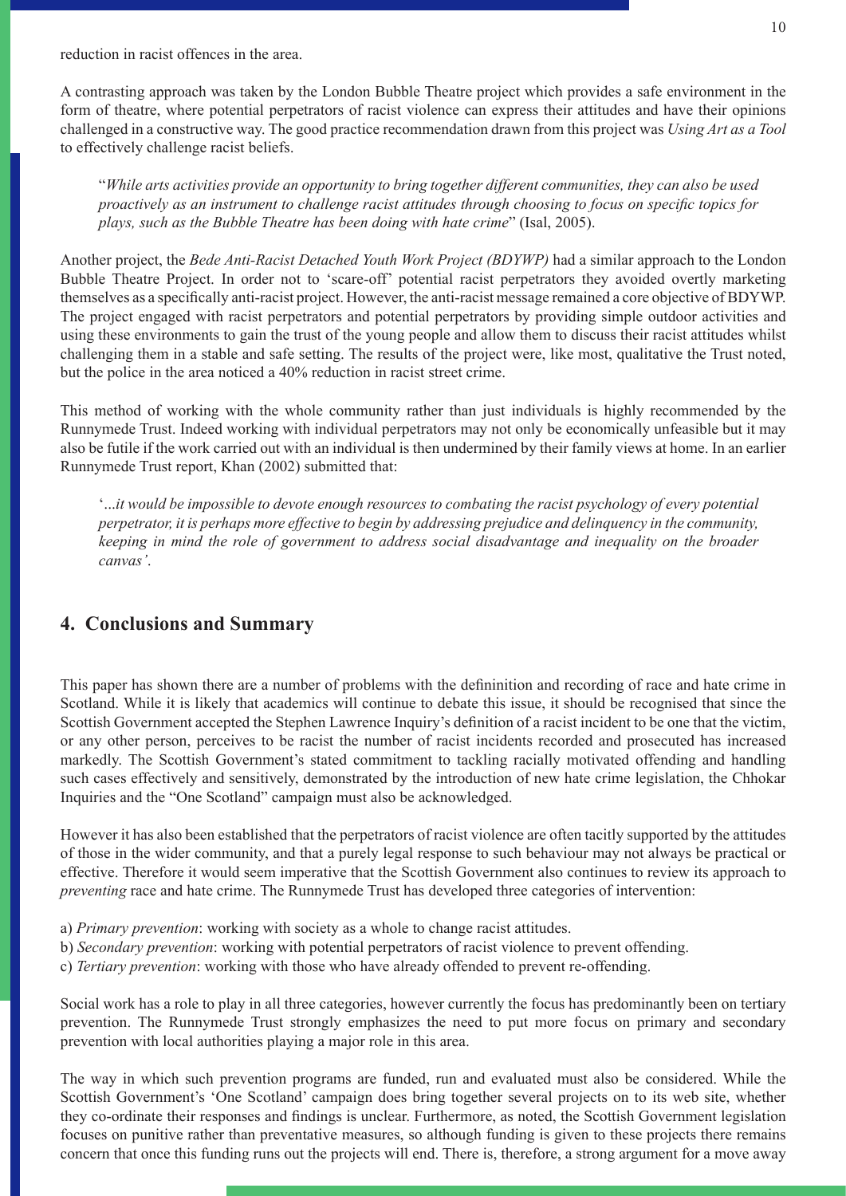reduction in racist offences in the area.

A contrasting approach was taken by the London Bubble Theatre project which provides a safe environment in the form of theatre, where potential perpetrators of racist violence can express their attitudes and have their opinions challenged in a constructive way. The good practice recommendation drawn from this project was *Using Art as a Tool* to effectively challenge racist beliefs.

> "*While arts activities provide an opportunity to bring together different communities, they can also be used proactively as an instrument to challenge racist attitudes through choosing to focus on specific topics for plays, such as the Bubble Theatre has been doing with hate crime*" (Isal, 2005).

Another project, the *Bede Anti-Racist Detached Youth Work Project (BDYWP)* had a similar approach to the London Bubble Theatre Project. In order not to 'scare-off' potential racist perpetrators they avoided overtly marketing themselves as a specifically anti-racist project. However, the anti-racist message remained a core objective of BDYWP. The project engaged with racist perpetrators and potential perpetrators by providing simple outdoor activities and using these environments to gain the trust of the young people and allow them to discuss their racist attitudes whilst challenging them in a stable and safe setting. The results of the project were, like most, qualitative the Trust noted, but the police in the area noticed a 40% reduction in racist street crime.

This method of working with the whole community rather than just individuals is highly recommended by the Runnymede Trust. Indeed working with individual perpetrators may not only be economically unfeasible but it may also be futile if the work carried out with an individual is then undermined by their family views at home. In an earlier Runnymede Trust report, Khan (2002) submitted that:

> '*...it would be impossible to devote enough resources to combating the racist psychology of every potential perpetrator, it is perhaps more effective to begin by addressing prejudice and delinquency in the community, keeping in mind the role of government to address social disadvantage and inequality on the broader canvas'*.

## 4. Conclusions and Summary

This paper has shown there are a number of problems with the defininition and recording of race and hate crime in Scotland. While it is likely that academics will continue to debate this issue, it should be recognised that since the Scottish Government accepted the Stephen Lawrence Inquiry's definition of a racist incident to be one that the victim, or any other person, perceives to be racist the number of racist incidents recorded and prosecuted has increased markedly. The Scottish Government's stated commitment to tackling racially motivated offending and handling such cases effectively and sensitively, demonstrated by the introduction of new hate crime legislation, the Chhokar Inquiries and the "One Scotland" campaign must also be acknowledged.

However it has also been established that the perpetrators of racist violence are often tacitly supported by the attitudes of those in the wider community, and that a purely legal response to such behaviour may not always be practical or effective. Therefore it would seem imperative that the Scottish Government also continues to review its approach to *preventing* race and hate crime. The Runnymede Trust has developed three categories of intervention:

a) *Primary prevention*: working with society as a whole to change racist attitudes.
b) *Secondary prevention*: working with potential perpetrators of racist violence to prevent offending.
c) *Tertiary prevention*: working with those who have already offended to prevent re-offending.

Social work has a role to play in all three categories, however currently the focus has predominantly been on tertiary prevention. The Runnymede Trust strongly emphasizes the need to put more focus on primary and secondary prevention with local authorities playing a major role in this area.

The way in which such prevention programs are funded, run and evaluated must also be considered. While the Scottish Government's 'One Scotland' campaign does bring together several projects on to its web site, whether they co-ordinate their responses and findings is unclear. Furthermore, as noted, the Scottish Government legislation focuses on punitive rather than preventative measures, so although funding is given to these projects there remains concern that once this funding runs out the projects will end. There is, therefore, a strong argument for a move away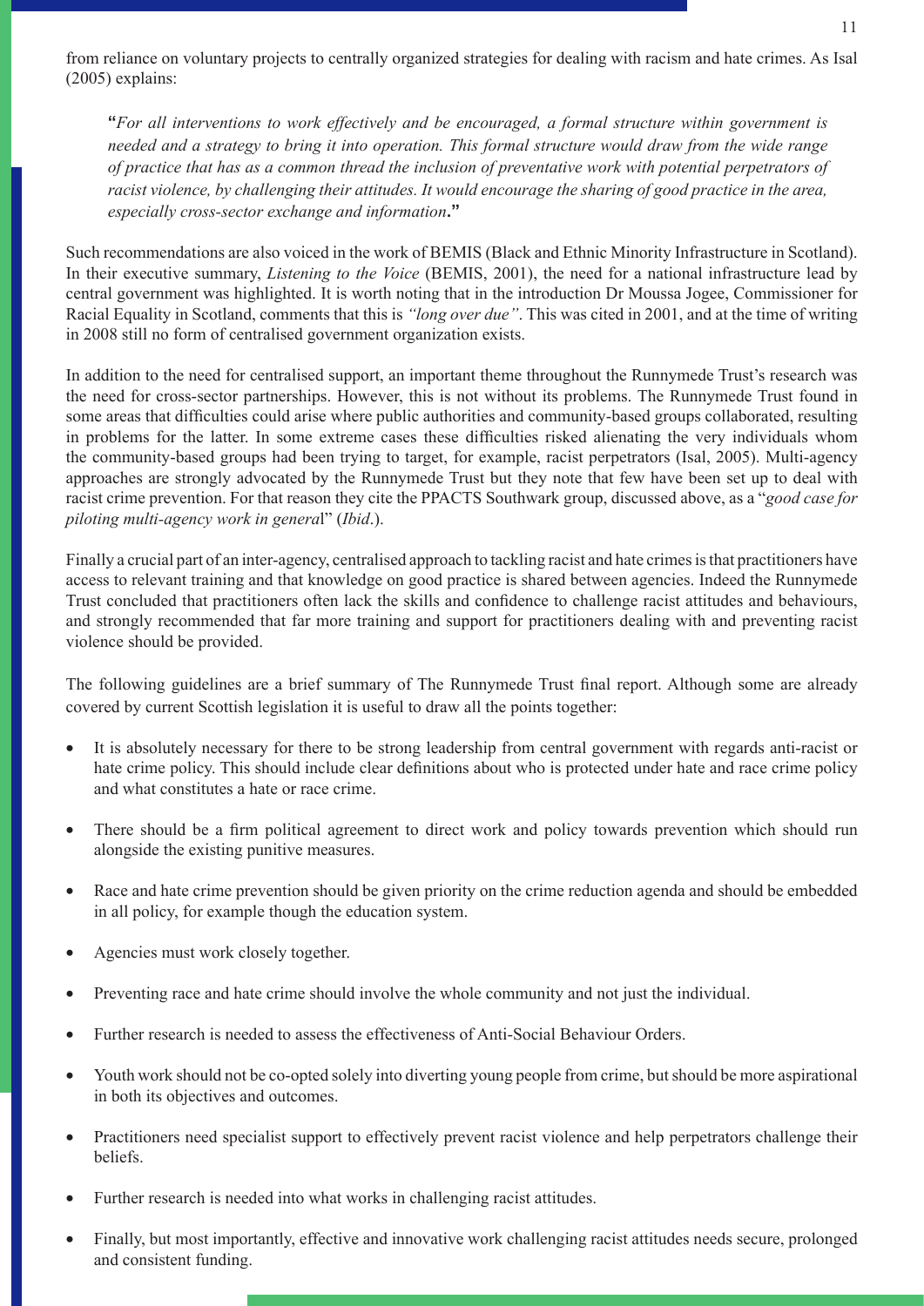from reliance on voluntary projects to centrally organized strategies for dealing with racism and hate crimes. As Isal (2005) explains:

> **"***For all interventions to work effectively and be encouraged, a formal structure within government is needed and a strategy to bring it into operation. This formal structure would draw from the wide range of practice that has as a common thread the inclusion of preventative work with potential perpetrators of racist violence, by challenging their attitudes. It would encourage the sharing of good practice in the area, especially cross-sector exchange and information***."**

Such recommendations are also voiced in the work of BEMIS (Black and Ethnic Minority Infrastructure in Scotland). In their executive summary, *Listening to the Voice* (BEMIS, 2001), the need for a national infrastructure lead by central government was highlighted. It is worth noting that in the introduction Dr Moussa Jogee, Commissioner for Racial Equality in Scotland, comments that this is *"long over due"*. This was cited in 2001, and at the time of writing in 2008 still no form of centralised government organization exists.

In addition to the need for centralised support, an important theme throughout the Runnymede Trust's research was the need for cross-sector partnerships. However, this is not without its problems. The Runnymede Trust found in some areas that difficulties could arise where public authorities and community-based groups collaborated, resulting in problems for the latter. In some extreme cases these difficulties risked alienating the very individuals whom the community-based groups had been trying to target, for example, racist perpetrators (Isal, 2005). Multi-agency approaches are strongly advocated by the Runnymede Trust but they note that few have been set up to deal with racist crime prevention. For that reason they cite the PPACTS Southwark group, discussed above, as a "*good case for piloting multi-agency work in genera*l" (*Ibid*.).

Finally a crucial part of an inter-agency, centralised approach to tackling racist and hate crimes is that practitioners have access to relevant training and that knowledge on good practice is shared between agencies. Indeed the Runnymede Trust concluded that practitioners often lack the skills and confidence to challenge racist attitudes and behaviours, and strongly recommended that far more training and support for practitioners dealing with and preventing racist violence should be provided.

The following guidelines are a brief summary of The Runnymede Trust final report. Although some are already covered by current Scottish legislation it is useful to draw all the points together:

- It is absolutely necessary for there to be strong leadership from central government with regards anti-racist or hate crime policy. This should include clear definitions about who is protected under hate and race crime policy and what constitutes a hate or race crime.
- There should be a firm political agreement to direct work and policy towards prevention which should run alongside the existing punitive measures.
- Race and hate crime prevention should be given priority on the crime reduction agenda and should be embedded in all policy, for example though the education system.
- Agencies must work closely together.
- Preventing race and hate crime should involve the whole community and not just the individual.
- Further research is needed to assess the effectiveness of Anti-Social Behaviour Orders.
- Youth work should not be co-opted solely into diverting young people from crime, but should be more aspirational in both its objectives and outcomes.
- Practitioners need specialist support to effectively prevent racist violence and help perpetrators challenge their beliefs.
- Further research is needed into what works in challenging racist attitudes.
- Finally, but most importantly, effective and innovative work challenging racist attitudes needs secure, prolonged and consistent funding.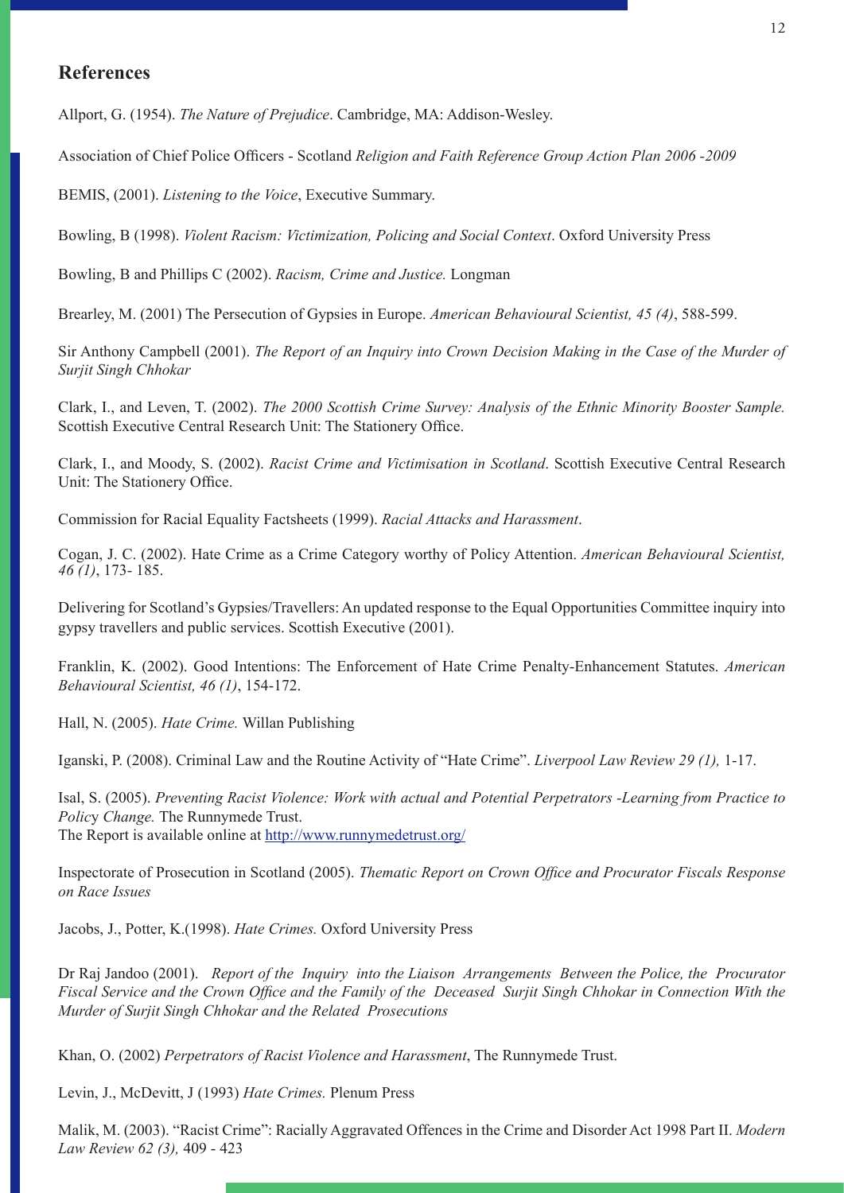## References

Allport, G. (1954). *The Nature of Prejudice*. Cambridge, MA: Addison-Wesley.

Association of Chief Police Officers - Scotland *Religion and Faith Reference Group Action Plan 2006 -2009*

BEMIS, (2001). *Listening to the Voice*, Executive Summary.

Bowling, B (1998). *Violent Racism: Victimization, Policing and Social Context*. Oxford University Press

Bowling, B and Phillips C (2002). *Racism, Crime and Justice.* Longman

Brearley, M. (2001) The Persecution of Gypsies in Europe. *American Behavioural Scientist, 45 (4)*, 588-599.

Sir Anthony Campbell (2001). *The Report of an Inquiry into Crown Decision Making in the Case of the Murder of Surjit Singh Chhokar*

Clark, I., and Leven, T. (2002). *The 2000 Scottish Crime Survey: Analysis of the Ethnic Minority Booster Sample.* Scottish Executive Central Research Unit: The Stationery Office.

Clark, I., and Moody, S. (2002). *Racist Crime and Victimisation in Scotland*. Scottish Executive Central Research Unit: The Stationery Office.

Commission for Racial Equality Factsheets (1999). *Racial Attacks and Harassment*.

Cogan, J. C. (2002). Hate Crime as a Crime Category worthy of Policy Attention. *American Behavioural Scientist, 46 (1)*, 173- 185.

Delivering for Scotland's Gypsies/Travellers: An updated response to the Equal Opportunities Committee inquiry into gypsy travellers and public services. Scottish Executive (2001).

Franklin, K. (2002). Good Intentions: The Enforcement of Hate Crime Penalty-Enhancement Statutes. *American Behavioural Scientist, 46 (1)*, 154-172.

Hall, N. (2005). *Hate Crime.* Willan Publishing

Iganski, P. (2008). Criminal Law and the Routine Activity of "Hate Crime". *Liverpool Law Review 29 (1),* 1-17.

Isal, S. (2005). *Preventing Racist Violence: Work with actual and Potential Perpetrators -Learning from Practice to Policy Change.* The Runnymede Trust.
The Report is available online at http://www.runnymedetrust.org/

Inspectorate of Prosecution in Scotland (2005). *Thematic Report on Crown Office and Procurator Fiscals Response on Race Issues*

Jacobs, J., Potter, K.(1998). *Hate Crimes.* Oxford University Press

Dr Raj Jandoo (2001). *Report of the Inquiry into the Liaison Arrangements Between the Police, the Procurator Fiscal Service and the Crown Office and the Family of the Deceased Surjit Singh Chhokar in Connection With the Murder of Surjit Singh Chhokar and the Related Prosecutions*

Khan, O. (2002) *Perpetrators of Racist Violence and Harassment*, The Runnymede Trust.

Levin, J., McDevitt, J (1993) *Hate Crimes.* Plenum Press

Malik, M. (2003). "Racist Crime": Racially Aggravated Offences in the Crime and Disorder Act 1998 Part II. *Modern Law Review 62 (3),* 409 - 423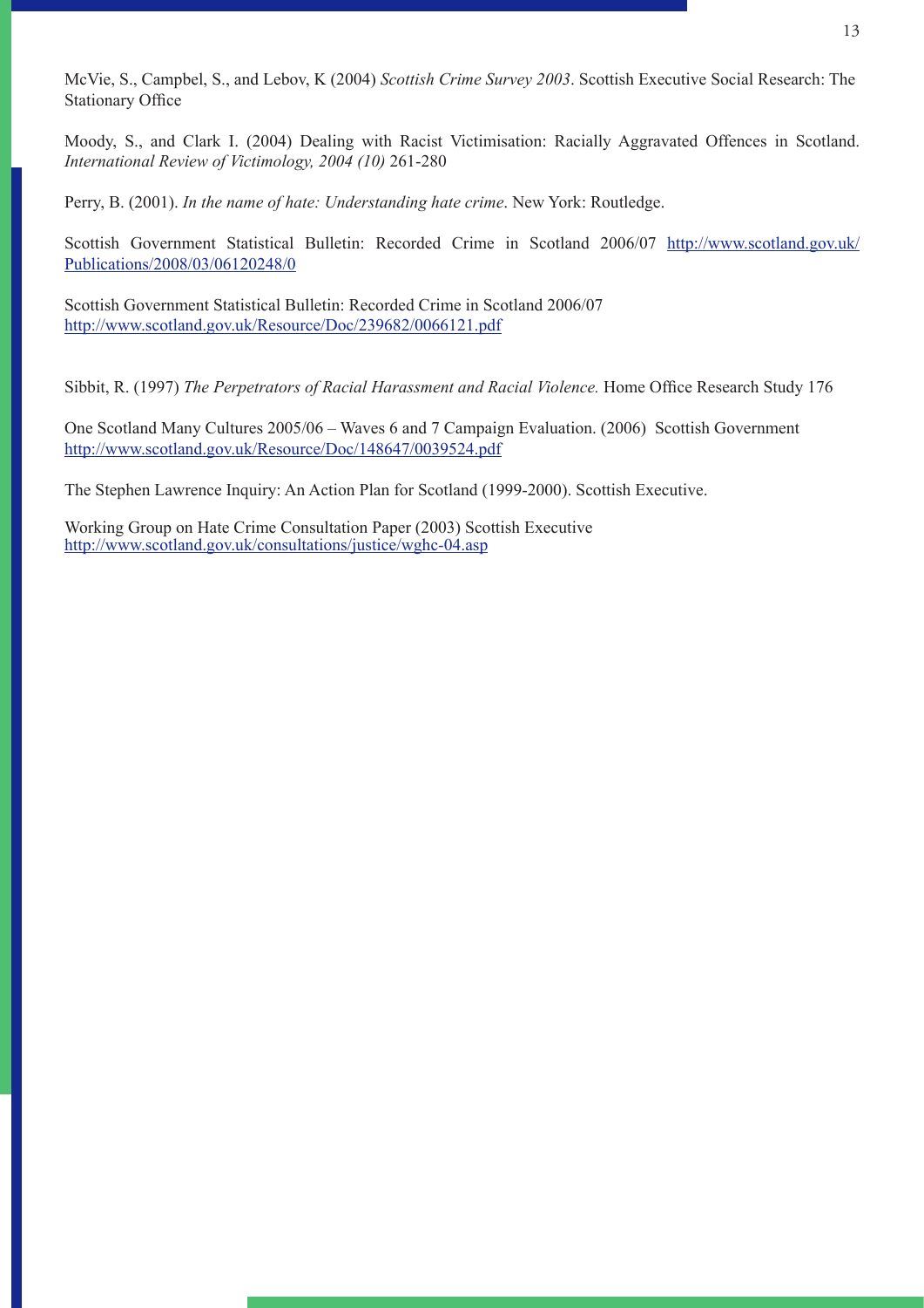McVie, S., Campbel, S., and Lebov, K (2004) *Scottish Crime Survey 2003*. Scottish Executive Social Research: The Stationary Office

Moody, S., and Clark I. (2004) Dealing with Racist Victimisation: Racially Aggravated Offences in Scotland. *International Review of Victimology, 2004 (10)* 261-280

Perry, B. (2001). *In the name of hate: Understanding hate crime*. New York: Routledge.

Scottish Government Statistical Bulletin: Recorded Crime in Scotland 2006/07 http://www.scotland.gov.uk/Publications/2008/03/06120248/0

Scottish Government Statistical Bulletin: Recorded Crime in Scotland 2006/07 http://www.scotland.gov.uk/Resource/Doc/239682/0066121.pdf

Sibbit, R. (1997) *The Perpetrators of Racial Harassment and Racial Violence.* Home Office Research Study 176

One Scotland Many Cultures 2005/06 – Waves 6 and 7 Campaign Evaluation. (2006) Scottish Government http://www.scotland.gov.uk/Resource/Doc/148647/0039524.pdf

The Stephen Lawrence Inquiry: An Action Plan for Scotland (1999-2000). Scottish Executive.

Working Group on Hate Crime Consultation Paper (2003) Scottish Executive http://www.scotland.gov.uk/consultations/justice/wghc-04.asp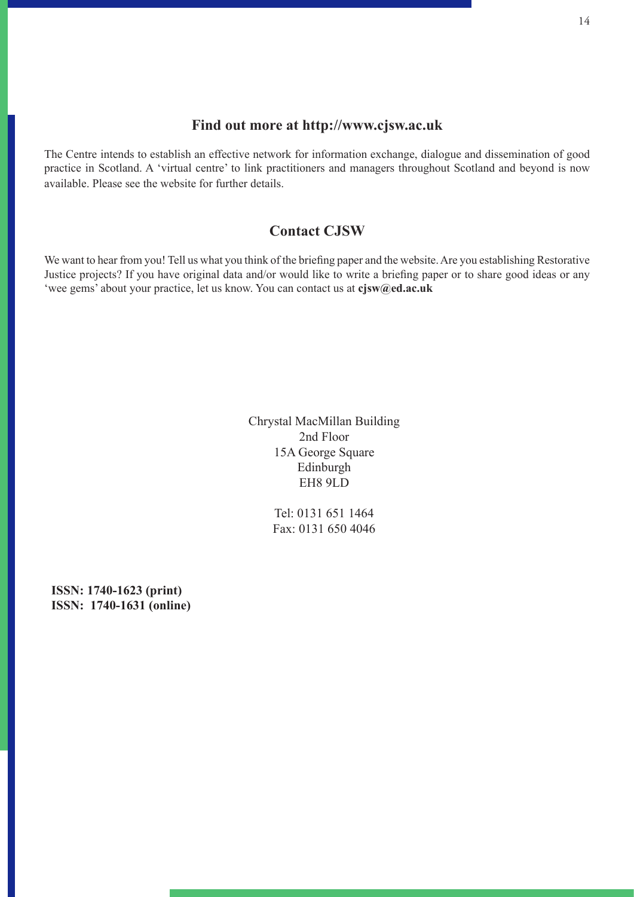## Find out more at http://www.cjsw.ac.uk

The Centre intends to establish an effective network for information exchange, dialogue and dissemination of good practice in Scotland. A 'virtual centre' to link practitioners and managers throughout Scotland and beyond is now available. Please see the website for further details.

## Contact CJSW

We want to hear from you! Tell us what you think of the briefing paper and the website. Are you establishing Restorative Justice projects? If you have original data and/or would like to write a briefing paper or to share good ideas or any 'wee gems' about your practice, let us know. You can contact us at **cjsw@ed.ac.uk**

Chrystal MacMillan Building
2nd Floor
15A George Square
Edinburgh
EH8 9LD

Tel: 0131 651 1464
Fax: 0131 650 4046

**ISSN: 1740-1623 (print)**
**ISSN: 1740-1631 (online)**